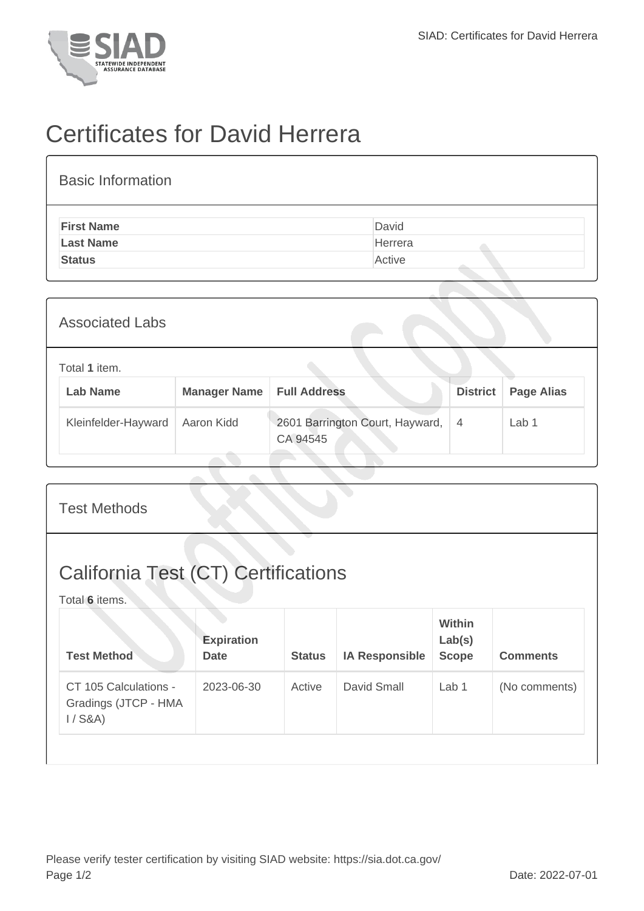# Certificates for David Herrera

## Basic Information

| | |
|---|---|
| **First Name** | David |
| **Last Name** | Herrera |
| **Status** | Active |

## Associated Labs

Total **1** item.

| Lab Name | Manager Name | Full Address | District | Page Alias |
|---|---|---|---|---|
| Kleinfelder-Hayward | Aaron Kidd | 2601 Barrington Court, Hayward, CA 94545 | 4 | Lab 1 |

## Test Methods

## California Test (CT) Certifications

Total **6** items.

| Test Method | Expiration Date | Status | IA Responsible | Within Lab(s) Scope | Comments |
|---|---|---|---|---|---|
| CT 105 Calculations - Gradings (JTCP - HMA I / S&A) | 2023-06-30 | Active | David Small | Lab 1 | (No comments) |

Please verify tester certification by visiting SIAD website: https://sia.dot.ca.gov/

Date: 2022-07-01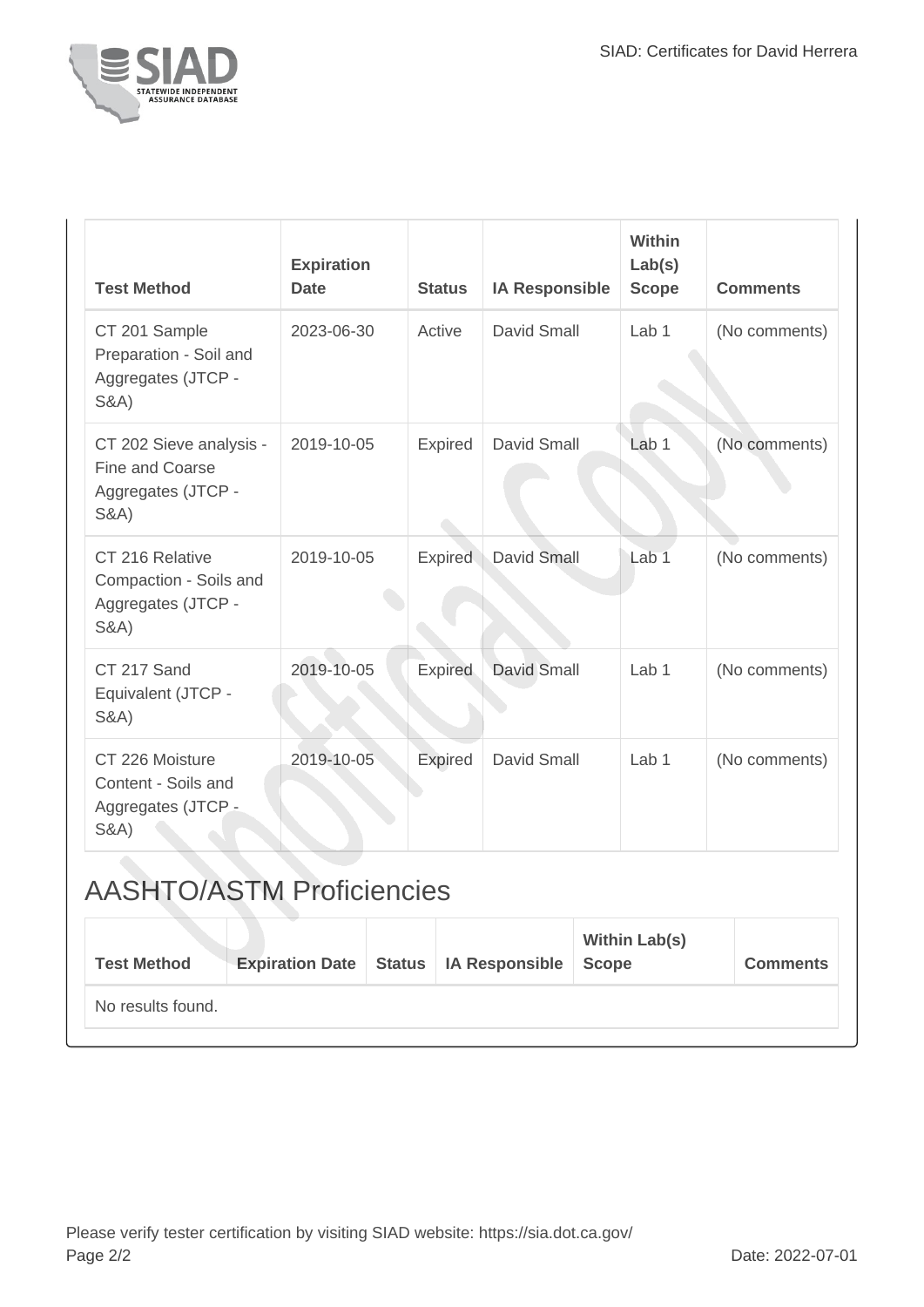| Test Method | Expiration Date | Status | IA Responsible | Within Lab(s) Scope | Comments |
| --- | --- | --- | --- | --- | --- |
| CT 201 Sample Preparation - Soil and Aggregates (JTCP - S&A) | 2023-06-30 | Active | David Small | Lab 1 | (No comments) |
| CT 202 Sieve analysis - Fine and Coarse Aggregates (JTCP - S&A) | 2019-10-05 | Expired | David Small | Lab 1 | (No comments) |
| CT 216 Relative Compaction - Soils and Aggregates (JTCP - S&A) | 2019-10-05 | Expired | David Small | Lab 1 | (No comments) |
| CT 217 Sand Equivalent (JTCP - S&A) | 2019-10-05 | Expired | David Small | Lab 1 | (No comments) |
| CT 226 Moisture Content - Soils and Aggregates (JTCP - S&A) | 2019-10-05 | Expired | David Small | Lab 1 | (No comments) |

## AASHTO/ASTM Proficiencies

| Test Method | Expiration Date | Status | IA Responsible | Within Lab(s) Scope | Comments |
| --- | --- | --- | --- | --- | --- |
| No results found. | | | | | |

Please verify tester certification by visiting SIAD website: https://sia.dot.ca.gov/

Date: 2022-07-01